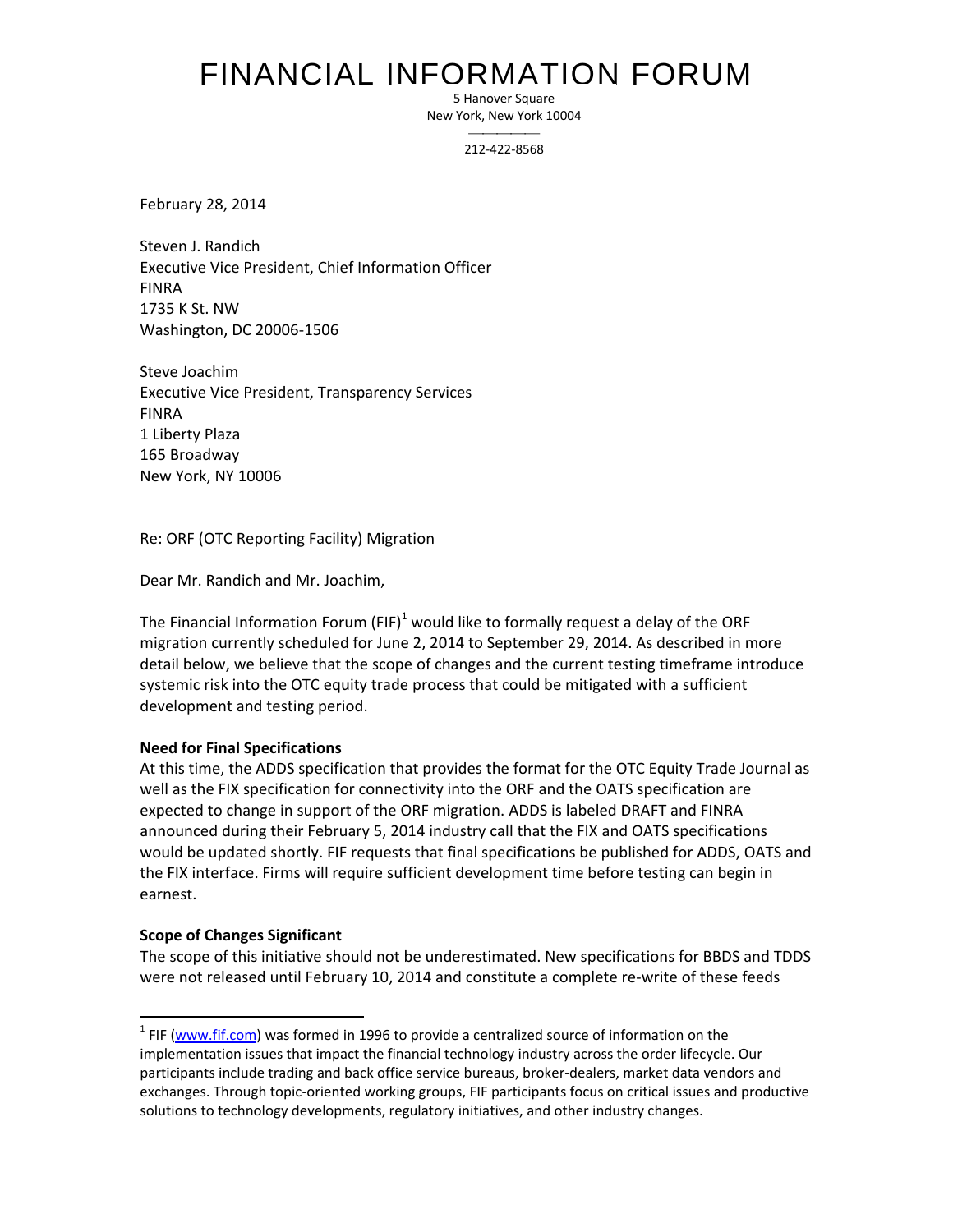# FINANCIAL INFORMATION FORUM

5 Hanover Square
New York, New York 10004

212-422-8568

February 28, 2014

Steven J. Randich
Executive Vice President, Chief Information Officer
FINRA
1735 K St. NW
Washington, DC 20006-1506

Steve Joachim
Executive Vice President, Transparency Services
FINRA
1 Liberty Plaza
165 Broadway
New York, NY 10006

Re: ORF (OTC Reporting Facility) Migration

Dear Mr. Randich and Mr. Joachim,

The Financial Information Forum (FIF)[1] would like to formally request a delay of the ORF migration currently scheduled for June 2, 2014 to September 29, 2014. As described in more detail below, we believe that the scope of changes and the current testing timeframe introduce systemic risk into the OTC equity trade process that could be mitigated with a sufficient development and testing period.

**Need for Final Specifications**

At this time, the ADDS specification that provides the format for the OTC Equity Trade Journal as well as the FIX specification for connectivity into the ORF and the OATS specification are expected to change in support of the ORF migration. ADDS is labeled DRAFT and FINRA announced during their February 5, 2014 industry call that the FIX and OATS specifications would be updated shortly. FIF requests that final specifications be published for ADDS, OATS and the FIX interface. Firms will require sufficient development time before testing can begin in earnest.

**Scope of Changes Significant**

The scope of this initiative should not be underestimated. New specifications for BBDS and TDDS were not released until February 10, 2014 and constitute a complete re-write of these feeds

[1] FIF (www.fif.com) was formed in 1996 to provide a centralized source of information on the implementation issues that impact the financial technology industry across the order lifecycle. Our participants include trading and back office service bureaus, broker-dealers, market data vendors and exchanges. Through topic-oriented working groups, FIF participants focus on critical issues and productive solutions to technology developments, regulatory initiatives, and other industry changes.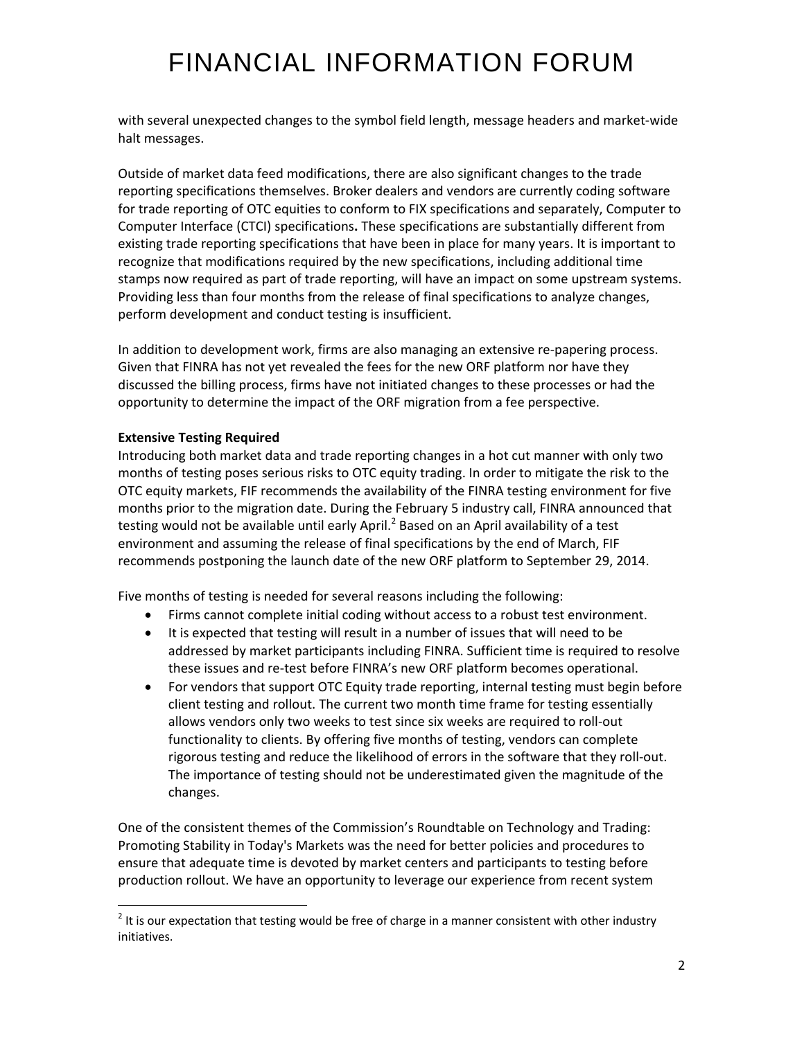with several unexpected changes to the symbol field length, message headers and market-wide halt messages.

Outside of market data feed modifications, there are also significant changes to the trade reporting specifications themselves. Broker dealers and vendors are currently coding software for trade reporting of OTC equities to conform to FIX specifications and separately, Computer to Computer Interface (CTCI) specifications**.** These specifications are substantially different from existing trade reporting specifications that have been in place for many years. It is important to recognize that modifications required by the new specifications, including additional time stamps now required as part of trade reporting, will have an impact on some upstream systems. Providing less than four months from the release of final specifications to analyze changes, perform development and conduct testing is insufficient.

In addition to development work, firms are also managing an extensive re-papering process. Given that FINRA has not yet revealed the fees for the new ORF platform nor have they discussed the billing process, firms have not initiated changes to these processes or had the opportunity to determine the impact of the ORF migration from a fee perspective.

**Extensive Testing Required**

Introducing both market data and trade reporting changes in a hot cut manner with only two months of testing poses serious risks to OTC equity trading. In order to mitigate the risk to the OTC equity markets, FIF recommends the availability of the FINRA testing environment for five months prior to the migration date. During the February 5 industry call, FINRA announced that testing would not be available until early April.[2] Based on an April availability of a test environment and assuming the release of final specifications by the end of March, FIF recommends postponing the launch date of the new ORF platform to September 29, 2014.

Five months of testing is needed for several reasons including the following:

- Firms cannot complete initial coding without access to a robust test environment.
- It is expected that testing will result in a number of issues that will need to be addressed by market participants including FINRA. Sufficient time is required to resolve these issues and re-test before FINRA's new ORF platform becomes operational.
- For vendors that support OTC Equity trade reporting, internal testing must begin before client testing and rollout. The current two month time frame for testing essentially allows vendors only two weeks to test since six weeks are required to roll-out functionality to clients. By offering five months of testing, vendors can complete rigorous testing and reduce the likelihood of errors in the software that they roll-out. The importance of testing should not be underestimated given the magnitude of the changes.

One of the consistent themes of the Commission's Roundtable on Technology and Trading: Promoting Stability in Today's Markets was the need for better policies and procedures to ensure that adequate time is devoted by market centers and participants to testing before production rollout. We have an opportunity to leverage our experience from recent system

[2] It is our expectation that testing would be free of charge in a manner consistent with other industry initiatives.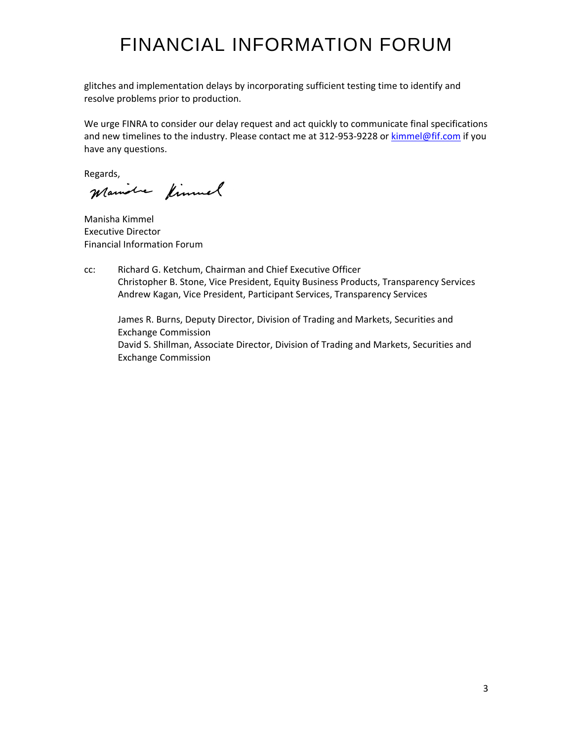glitches and implementation delays by incorporating sufficient testing time to identify and resolve problems prior to production.

We urge FINRA to consider our delay request and act quickly to communicate final specifications and new timelines to the industry. Please contact me at 312-953-9228 or kimmel@fif.com if you have any questions.

Regards,

Manisha Kimmel
Executive Director
Financial Information Forum

cc: Richard G. Ketchum, Chairman and Chief Executive Officer
Christopher B. Stone, Vice President, Equity Business Products, Transparency Services
Andrew Kagan, Vice President, Participant Services, Transparency Services

James R. Burns, Deputy Director, Division of Trading and Markets, Securities and Exchange Commission
David S. Shillman, Associate Director, Division of Trading and Markets, Securities and Exchange Commission